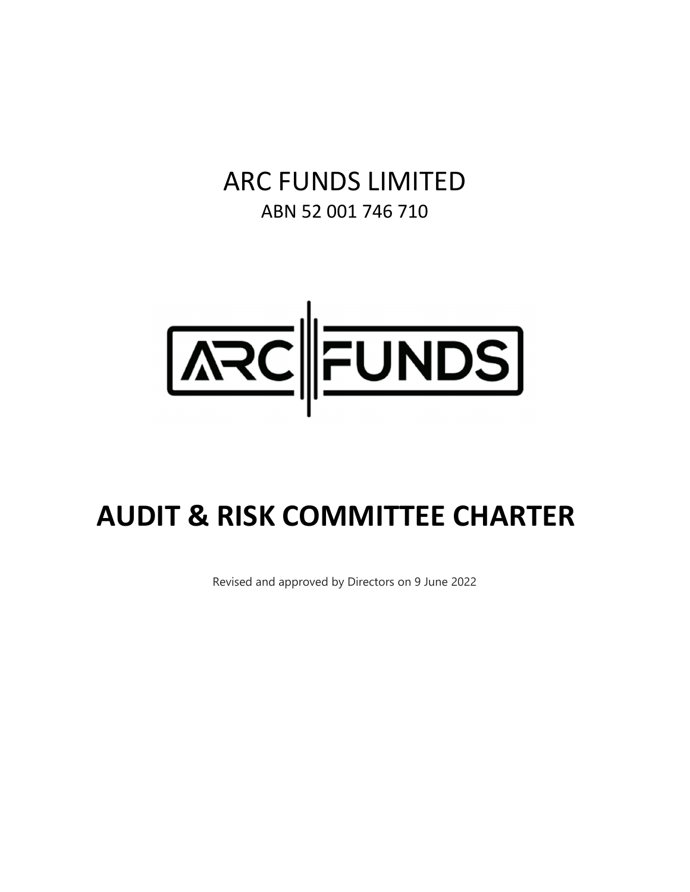# ARC FUNDS LIMITED

ABN 52 001 746 710

# AUDIT & RISK COMMITTEE CHARTER

Revised and approved by Directors on 9 June 2022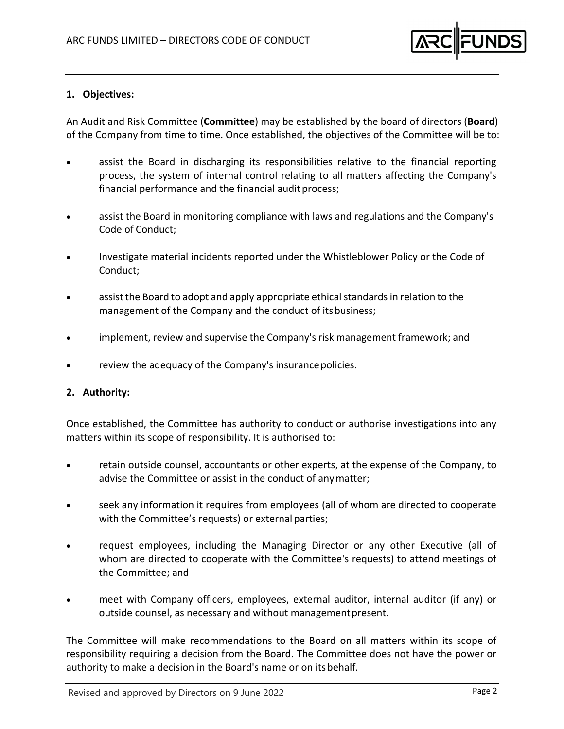## 1. Objectives:

An Audit and Risk Committee (**Committee**) may be established by the board of directors (**Board**) of the Company from time to time. Once established, the objectives of the Committee will be to:

- assist the Board in discharging its responsibilities relative to the financial reporting process, the system of internal control relating to all matters affecting the Company's financial performance and the financial audit process;
- assist the Board in monitoring compliance with laws and regulations and the Company's Code of Conduct;
- Investigate material incidents reported under the Whistleblower Policy or the Code of Conduct;
- assist the Board to adopt and apply appropriate ethical standards in relation to the management of the Company and the conduct of its business;
- implement, review and supervise the Company's risk management framework; and
- review the adequacy of the Company's insurance policies.

## 2. Authority:

Once established, the Committee has authority to conduct or authorise investigations into any matters within its scope of responsibility. It is authorised to:

- retain outside counsel, accountants or other experts, at the expense of the Company, to advise the Committee or assist in the conduct of any matter;
- seek any information it requires from employees (all of whom are directed to cooperate with the Committee's requests) or external parties;
- request employees, including the Managing Director or any other Executive (all of whom are directed to cooperate with the Committee's requests) to attend meetings of the Committee; and
- meet with Company officers, employees, external auditor, internal auditor (if any) or outside counsel, as necessary and without management present.

The Committee will make recommendations to the Board on all matters within its scope of responsibility requiring a decision from the Board. The Committee does not have the power or authority to make a decision in the Board's name or on its behalf.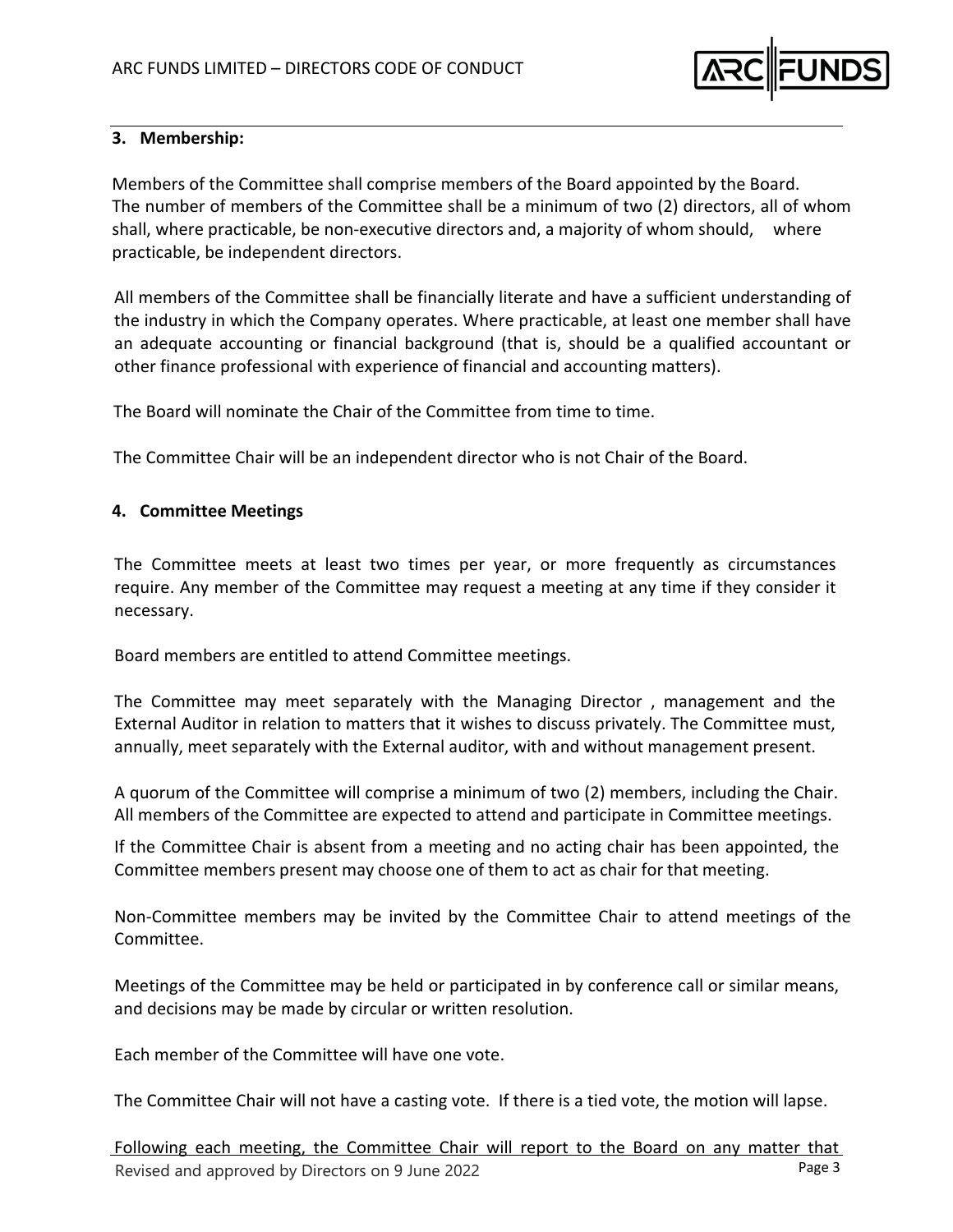## 3. Membership:

Members of the Committee shall comprise members of the Board appointed by the Board. The number of members of the Committee shall be a minimum of two (2) directors, all of whom shall, where practicable, be non-executive directors and, a majority of whom should, where practicable, be independent directors.

All members of the Committee shall be financially literate and have a sufficient understanding of the industry in which the Company operates. Where practicable, at least one member shall have an adequate accounting or financial background (that is, should be a qualified accountant or other finance professional with experience of financial and accounting matters).

The Board will nominate the Chair of the Committee from time to time.

The Committee Chair will be an independent director who is not Chair of the Board.

## 4. Committee Meetings

The Committee meets at least two times per year, or more frequently as circumstances require. Any member of the Committee may request a meeting at any time if they consider it necessary.

Board members are entitled to attend Committee meetings.

The Committee may meet separately with the Managing Director , management and the External Auditor in relation to matters that it wishes to discuss privately. The Committee must, annually, meet separately with the External auditor, with and without management present.

A quorum of the Committee will comprise a minimum of two (2) members, including the Chair. All members of the Committee are expected to attend and participate in Committee meetings.

If the Committee Chair is absent from a meeting and no acting chair has been appointed, the Committee members present may choose one of them to act as chair for that meeting.

Non-Committee members may be invited by the Committee Chair to attend meetings of the Committee.

Meetings of the Committee may be held or participated in by conference call or similar means, and decisions may be made by circular or written resolution.

Each member of the Committee will have one vote.

The Committee Chair will not have a casting vote. If there is a tied vote, the motion will lapse.

Following each meeting, the Committee Chair will report to the Board on any matter that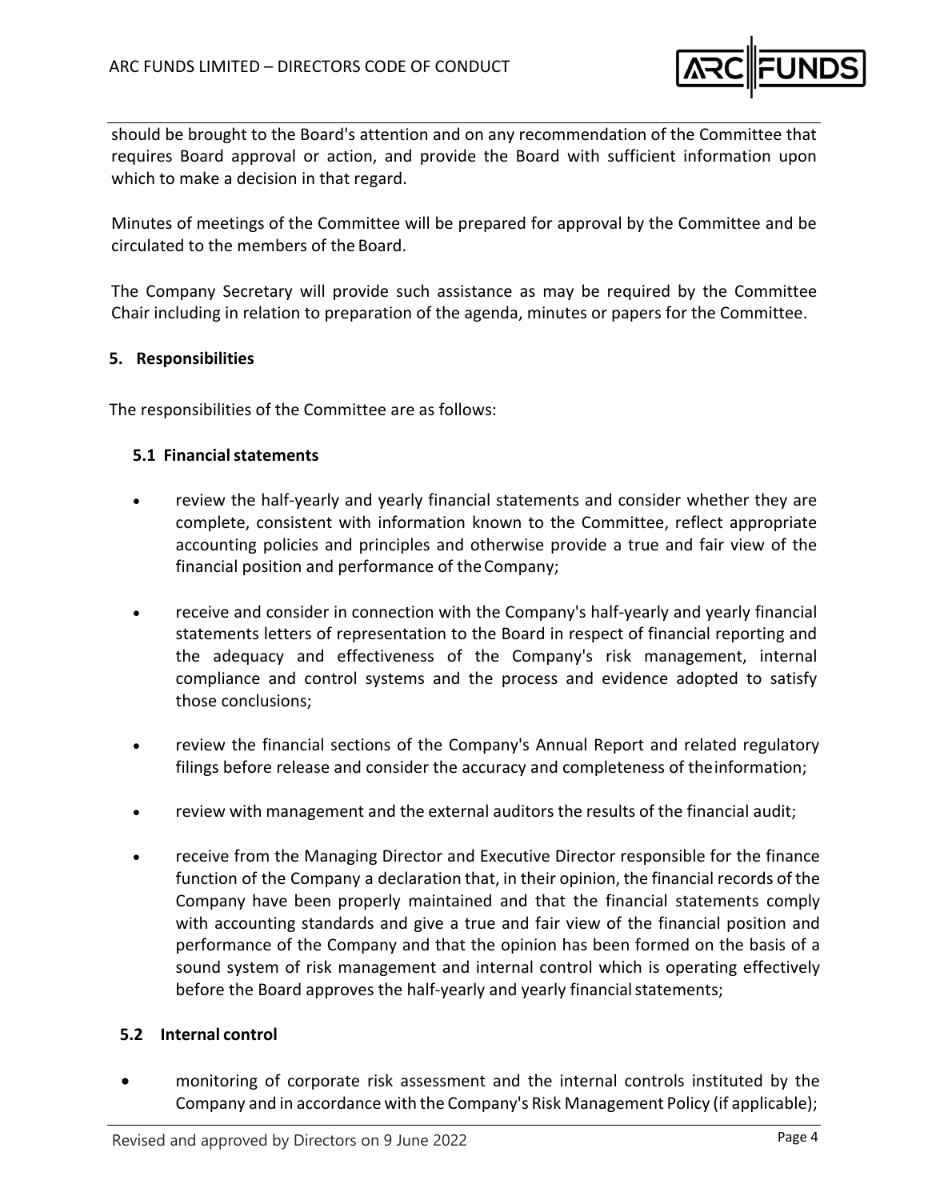should be brought to the Board's attention and on any recommendation of the Committee that requires Board approval or action, and provide the Board with sufficient information upon which to make a decision in that regard.

Minutes of meetings of the Committee will be prepared for approval by the Committee and be circulated to the members of the Board.

The Company Secretary will provide such assistance as may be required by the Committee Chair including in relation to preparation of the agenda, minutes or papers for the Committee.

## 5. Responsibilities

The responsibilities of the Committee are as follows:

### 5.1 Financial statements

- review the half-yearly and yearly financial statements and consider whether they are complete, consistent with information known to the Committee, reflect appropriate accounting policies and principles and otherwise provide a true and fair view of the financial position and performance of the Company;
- receive and consider in connection with the Company's half-yearly and yearly financial statements letters of representation to the Board in respect of financial reporting and the adequacy and effectiveness of the Company's risk management, internal compliance and control systems and the process and evidence adopted to satisfy those conclusions;
- review the financial sections of the Company's Annual Report and related regulatory filings before release and consider the accuracy and completeness of the information;
- review with management and the external auditors the results of the financial audit;
- receive from the Managing Director and Executive Director responsible for the finance function of the Company a declaration that, in their opinion, the financial records of the Company have been properly maintained and that the financial statements comply with accounting standards and give a true and fair view of the financial position and performance of the Company and that the opinion has been formed on the basis of a sound system of risk management and internal control which is operating effectively before the Board approves the half-yearly and yearly financial statements;

### 5.2 Internal control

- monitoring of corporate risk assessment and the internal controls instituted by the Company and in accordance with the Company's Risk Management Policy (if applicable);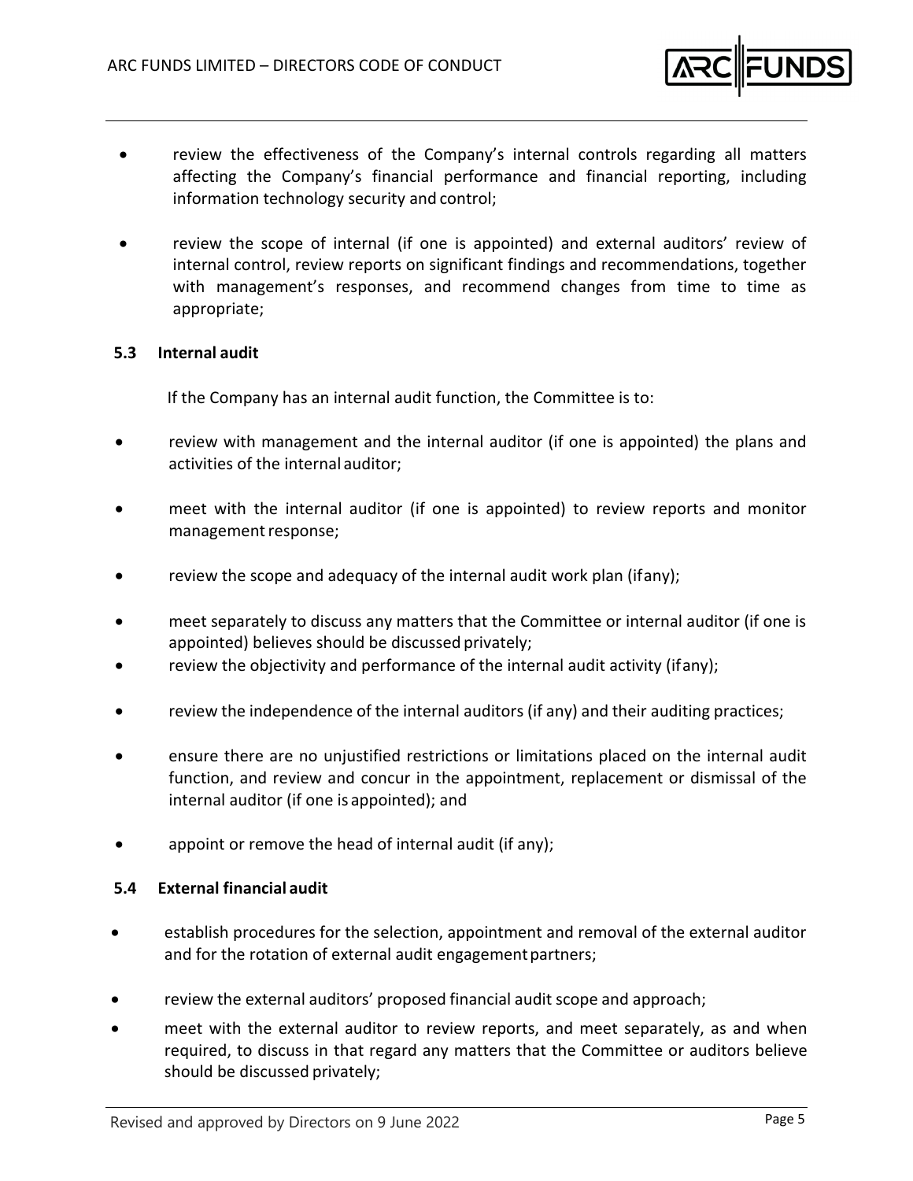- review the effectiveness of the Company's internal controls regarding all matters affecting the Company's financial performance and financial reporting, including information technology security and control;
- review the scope of internal (if one is appointed) and external auditors' review of internal control, review reports on significant findings and recommendations, together with management's responses, and recommend changes from time to time as appropriate;

### 5.3 Internal audit

If the Company has an internal audit function, the Committee is to:

- review with management and the internal auditor (if one is appointed) the plans and activities of the internal auditor;
- meet with the internal auditor (if one is appointed) to review reports and monitor management response;
- review the scope and adequacy of the internal audit work plan (if any);
- meet separately to discuss any matters that the Committee or internal auditor (if one is appointed) believes should be discussed privately;
- review the objectivity and performance of the internal audit activity (if any);
- review the independence of the internal auditors (if any) and their auditing practices;
- ensure there are no unjustified restrictions or limitations placed on the internal audit function, and review and concur in the appointment, replacement or dismissal of the internal auditor (if one is appointed); and
- appoint or remove the head of internal audit (if any);

### 5.4 External financial audit

- establish procedures for the selection, appointment and removal of the external auditor and for the rotation of external audit engagement partners;
- review the external auditors' proposed financial audit scope and approach;
- meet with the external auditor to review reports, and meet separately, as and when required, to discuss in that regard any matters that the Committee or auditors believe should be discussed privately;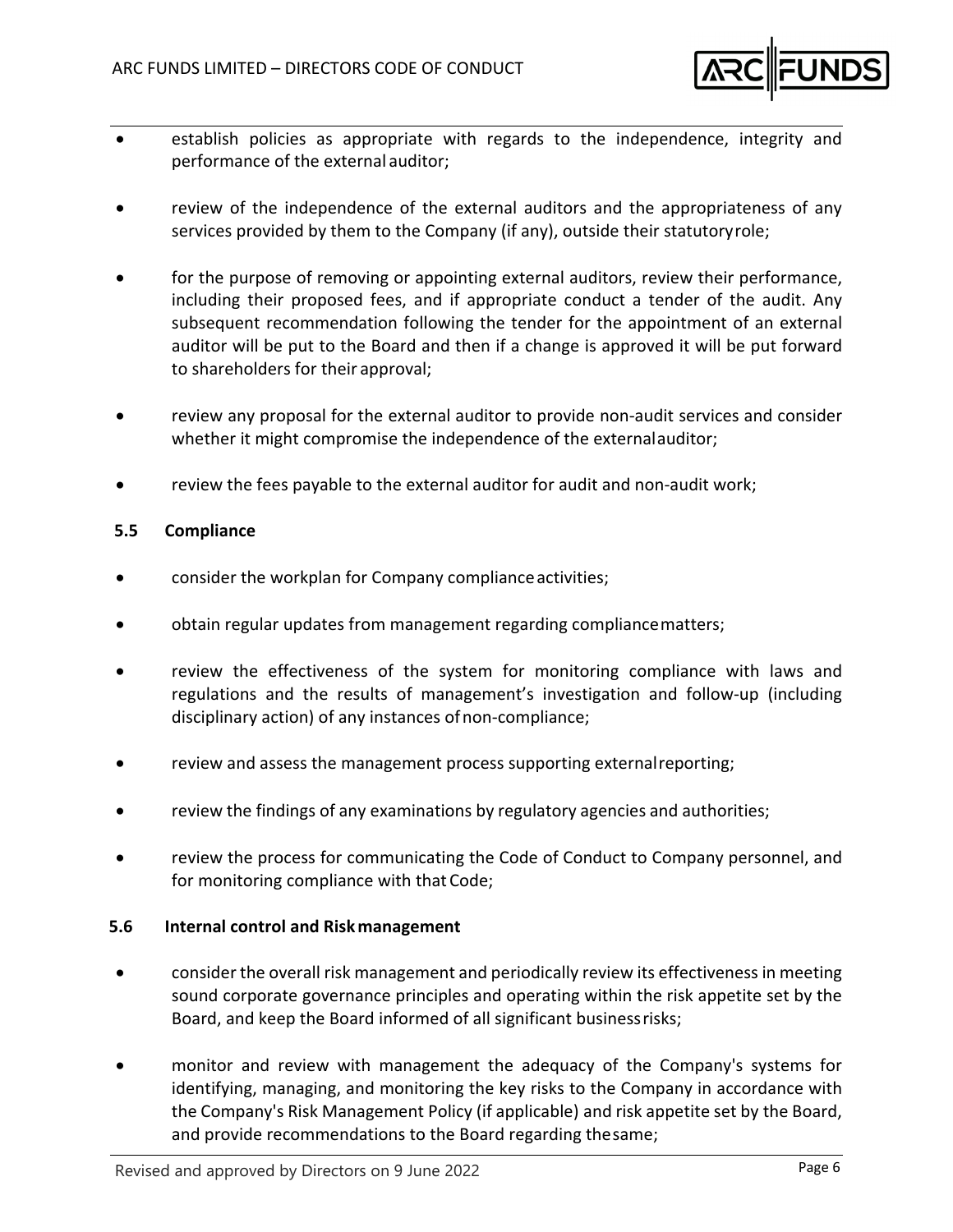- establish policies as appropriate with regards to the independence, integrity and performance of the external auditor;
- review of the independence of the external auditors and the appropriateness of any services provided by them to the Company (if any), outside their statutory role;
- for the purpose of removing or appointing external auditors, review their performance, including their proposed fees, and if appropriate conduct a tender of the audit. Any subsequent recommendation following the tender for the appointment of an external auditor will be put to the Board and then if a change is approved it will be put forward to shareholders for their approval;
- review any proposal for the external auditor to provide non-audit services and consider whether it might compromise the independence of the external auditor;
- review the fees payable to the external auditor for audit and non-audit work;

### 5.5 Compliance

- consider the workplan for Company compliance activities;
- obtain regular updates from management regarding compliance matters;
- review the effectiveness of the system for monitoring compliance with laws and regulations and the results of management's investigation and follow-up (including disciplinary action) of any instances of non-compliance;
- review and assess the management process supporting external reporting;
- review the findings of any examinations by regulatory agencies and authorities;
- review the process for communicating the Code of Conduct to Company personnel, and for monitoring compliance with that Code;

### 5.6 Internal control and Risk management

- consider the overall risk management and periodically review its effectiveness in meeting sound corporate governance principles and operating within the risk appetite set by the Board, and keep the Board informed of all significant business risks;
- monitor and review with management the adequacy of the Company's systems for identifying, managing, and monitoring the key risks to the Company in accordance with the Company's Risk Management Policy (if applicable) and risk appetite set by the Board, and provide recommendations to the Board regarding the same;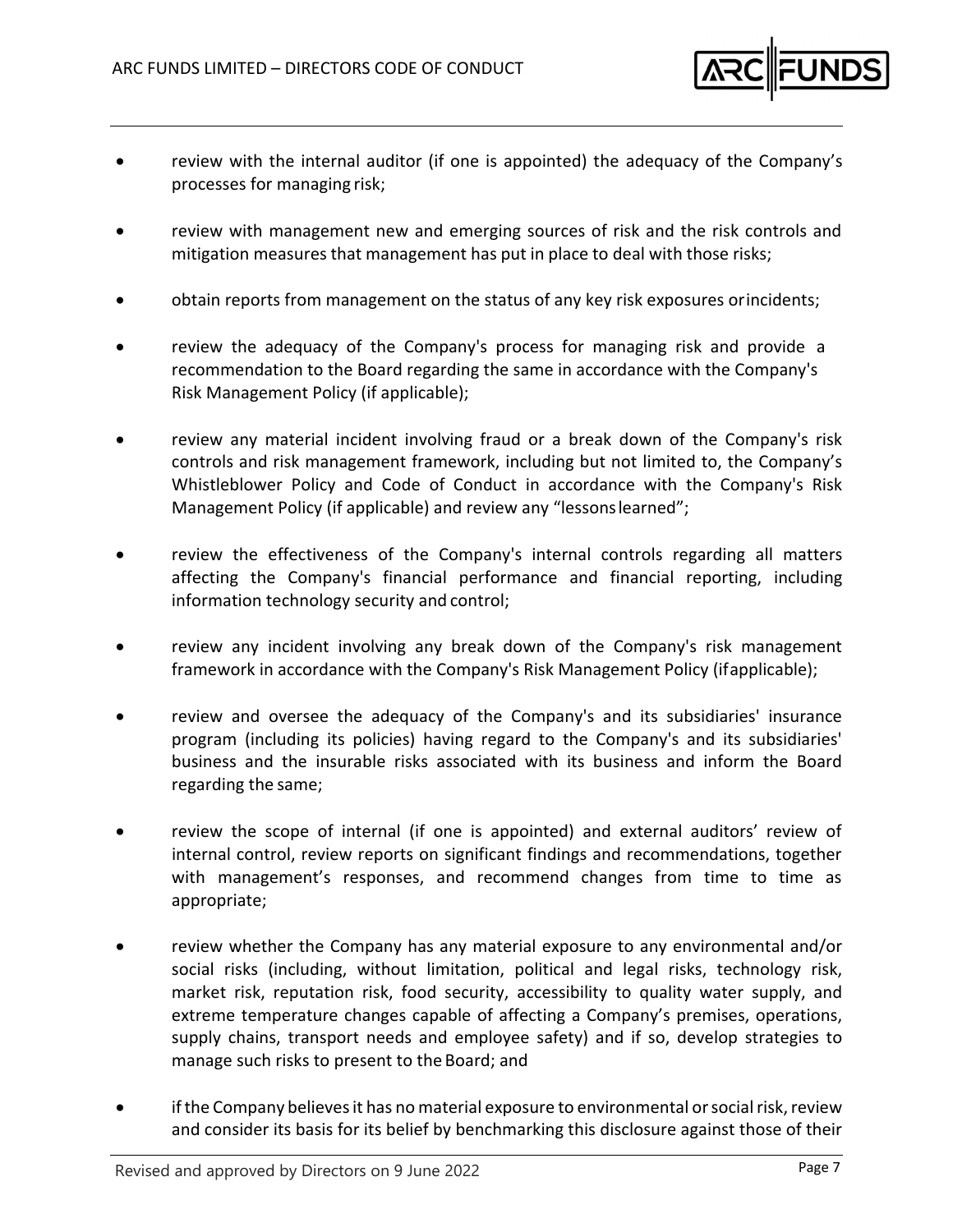- review with the internal auditor (if one is appointed) the adequacy of the Company's processes for managing risk;
- review with management new and emerging sources of risk and the risk controls and mitigation measures that management has put in place to deal with those risks;
- obtain reports from management on the status of any key risk exposures or incidents;
- review the adequacy of the Company's process for managing risk and provide a recommendation to the Board regarding the same in accordance with the Company's Risk Management Policy (if applicable);
- review any material incident involving fraud or a break down of the Company's risk controls and risk management framework, including but not limited to, the Company's Whistleblower Policy and Code of Conduct in accordance with the Company's Risk Management Policy (if applicable) and review any "lessons learned";
- review the effectiveness of the Company's internal controls regarding all matters affecting the Company's financial performance and financial reporting, including information technology security and control;
- review any incident involving any break down of the Company's risk management framework in accordance with the Company's Risk Management Policy (if applicable);
- review and oversee the adequacy of the Company's and its subsidiaries' insurance program (including its policies) having regard to the Company's and its subsidiaries' business and the insurable risks associated with its business and inform the Board regarding the same;
- review the scope of internal (if one is appointed) and external auditors' review of internal control, review reports on significant findings and recommendations, together with management's responses, and recommend changes from time to time as appropriate;
- review whether the Company has any material exposure to any environmental and/or social risks (including, without limitation, political and legal risks, technology risk, market risk, reputation risk, food security, accessibility to quality water supply, and extreme temperature changes capable of affecting a Company's premises, operations, supply chains, transport needs and employee safety) and if so, develop strategies to manage such risks to present to the Board; and
- if the Company believes it has no material exposure to environmental or social risk, review and consider its basis for its belief by benchmarking this disclosure against those of their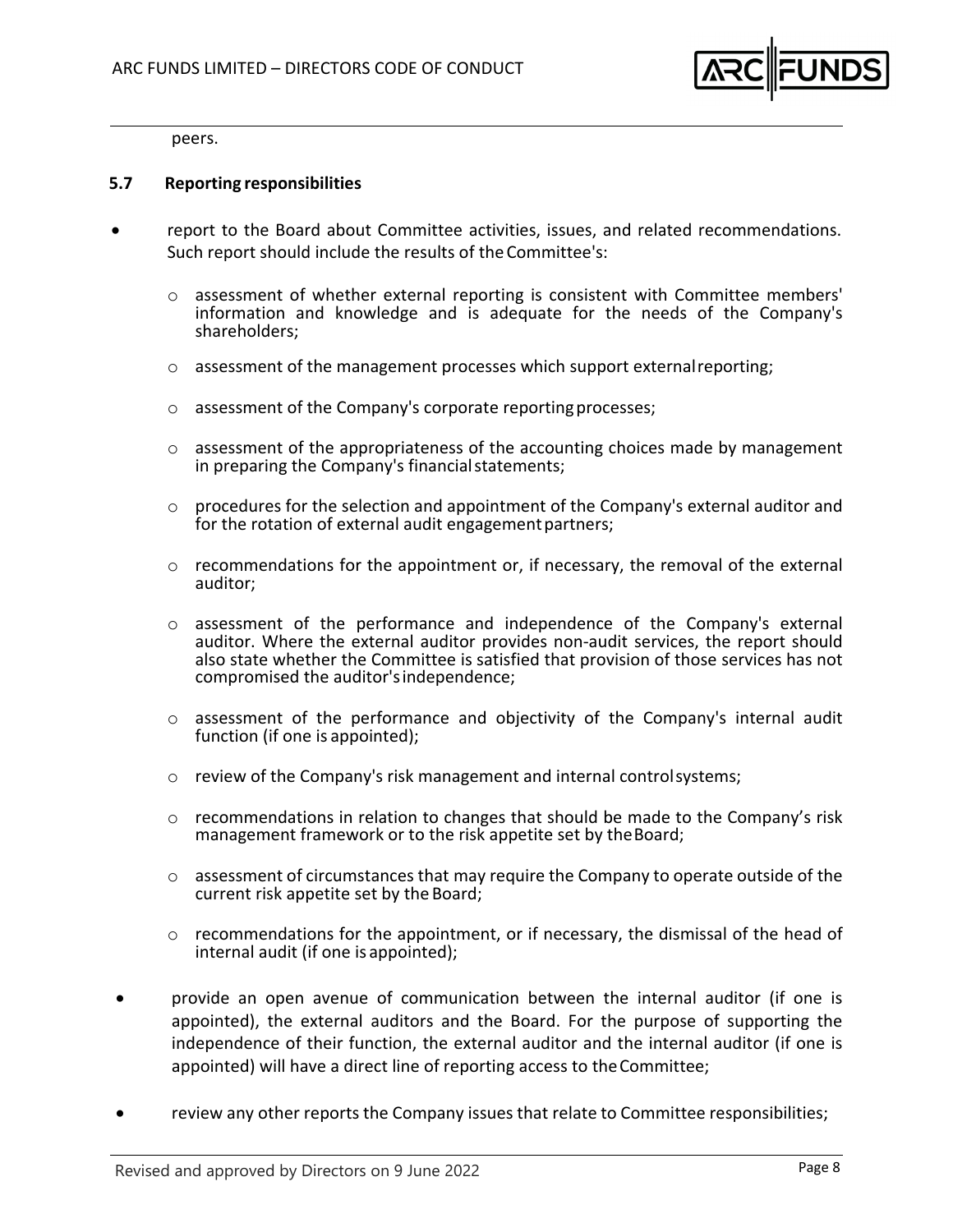peers.

### 5.7 Reporting responsibilities

- report to the Board about Committee activities, issues, and related recommendations. Such report should include the results of the Committee's:
  - assessment of whether external reporting is consistent with Committee members' information and knowledge and is adequate for the needs of the Company's shareholders;
  - assessment of the management processes which support external reporting;
  - assessment of the Company's corporate reporting processes;
  - assessment of the appropriateness of the accounting choices made by management in preparing the Company's financial statements;
  - procedures for the selection and appointment of the Company's external auditor and for the rotation of external audit engagement partners;
  - recommendations for the appointment or, if necessary, the removal of the external auditor;
  - assessment of the performance and independence of the Company's external auditor. Where the external auditor provides non-audit services, the report should also state whether the Committee is satisfied that provision of those services has not compromised the auditor's independence;
  - assessment of the performance and objectivity of the Company's internal audit function (if one is appointed);
  - review of the Company's risk management and internal control systems;
  - recommendations in relation to changes that should be made to the Company's risk management framework or to the risk appetite set by the Board;
  - assessment of circumstances that may require the Company to operate outside of the current risk appetite set by the Board;
  - recommendations for the appointment, or if necessary, the dismissal of the head of internal audit (if one is appointed);
- provide an open avenue of communication between the internal auditor (if one is appointed), the external auditors and the Board. For the purpose of supporting the independence of their function, the external auditor and the internal auditor (if one is appointed) will have a direct line of reporting access to the Committee;
- review any other reports the Company issues that relate to Committee responsibilities;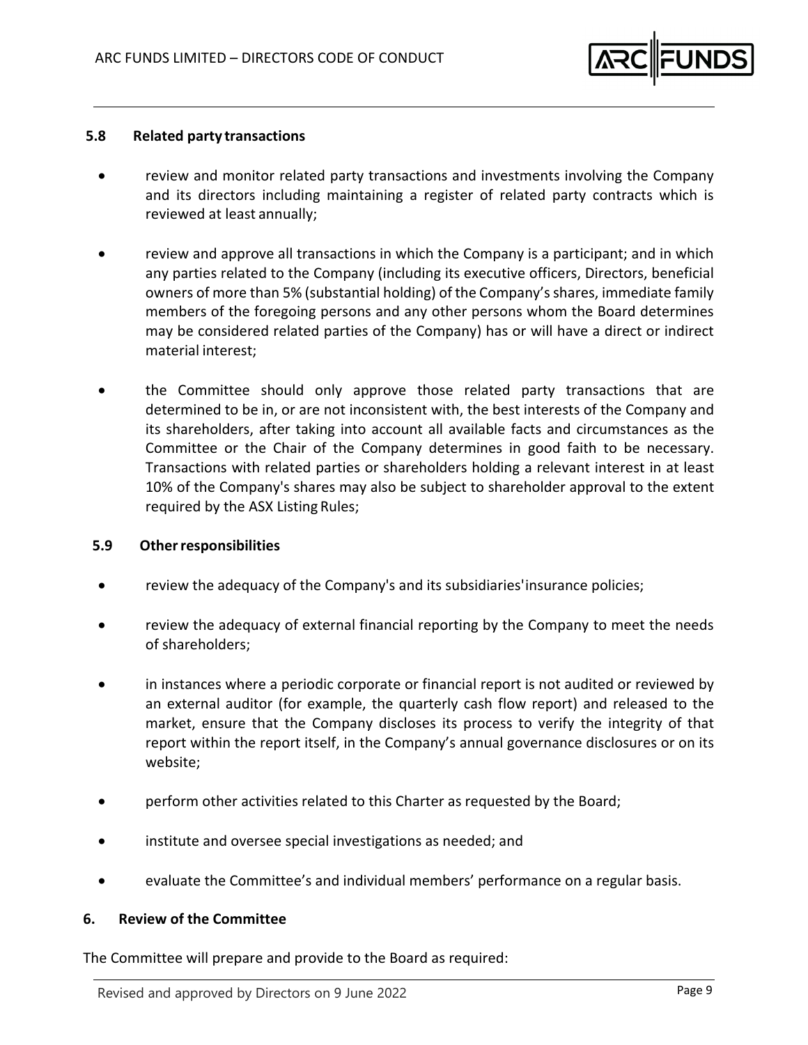### 5.8 Related party transactions

- review and monitor related party transactions and investments involving the Company and its directors including maintaining a register of related party contracts which is reviewed at least annually;
- review and approve all transactions in which the Company is a participant; and in which any parties related to the Company (including its executive officers, Directors, beneficial owners of more than 5% (substantial holding) of the Company's shares, immediate family members of the foregoing persons and any other persons whom the Board determines may be considered related parties of the Company) has or will have a direct or indirect material interest;
- the Committee should only approve those related party transactions that are determined to be in, or are not inconsistent with, the best interests of the Company and its shareholders, after taking into account all available facts and circumstances as the Committee or the Chair of the Company determines in good faith to be necessary. Transactions with related parties or shareholders holding a relevant interest in at least 10% of the Company's shares may also be subject to shareholder approval to the extent required by the ASX Listing Rules;

### 5.9 Other responsibilities

- review the adequacy of the Company's and its subsidiaries' insurance policies;
- review the adequacy of external financial reporting by the Company to meet the needs of shareholders;
- in instances where a periodic corporate or financial report is not audited or reviewed by an external auditor (for example, the quarterly cash flow report) and released to the market, ensure that the Company discloses its process to verify the integrity of that report within the report itself, in the Company's annual governance disclosures or on its website;
- perform other activities related to this Charter as requested by the Board;
- institute and oversee special investigations as needed; and
- evaluate the Committee's and individual members' performance on a regular basis.

## 6. Review of the Committee

The Committee will prepare and provide to the Board as required: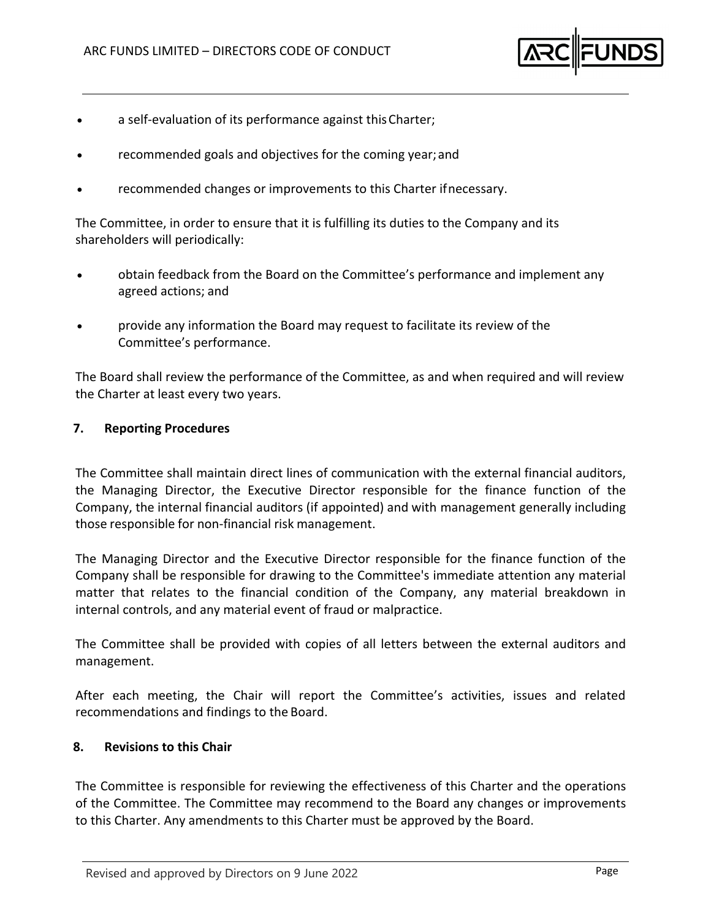- a self-evaluation of its performance against this Charter;
- recommended goals and objectives for the coming year; and
- recommended changes or improvements to this Charter if necessary.

The Committee, in order to ensure that it is fulfilling its duties to the Company and its shareholders will periodically:

- obtain feedback from the Board on the Committee's performance and implement any agreed actions; and
- provide any information the Board may request to facilitate its review of the Committee's performance.

The Board shall review the performance of the Committee, as and when required and will review the Charter at least every two years.

## 7. Reporting Procedures

The Committee shall maintain direct lines of communication with the external financial auditors, the Managing Director, the Executive Director responsible for the finance function of the Company, the internal financial auditors (if appointed) and with management generally including those responsible for non-financial risk management.

The Managing Director and the Executive Director responsible for the finance function of the Company shall be responsible for drawing to the Committee's immediate attention any material matter that relates to the financial condition of the Company, any material breakdown in internal controls, and any material event of fraud or malpractice.

The Committee shall be provided with copies of all letters between the external auditors and management.

After each meeting, the Chair will report the Committee's activities, issues and related recommendations and findings to the Board.

## 8. Revisions to this Chair

The Committee is responsible for reviewing the effectiveness of this Charter and the operations of the Committee. The Committee may recommend to the Board any changes or improvements to this Charter. Any amendments to this Charter must be approved by the Board.